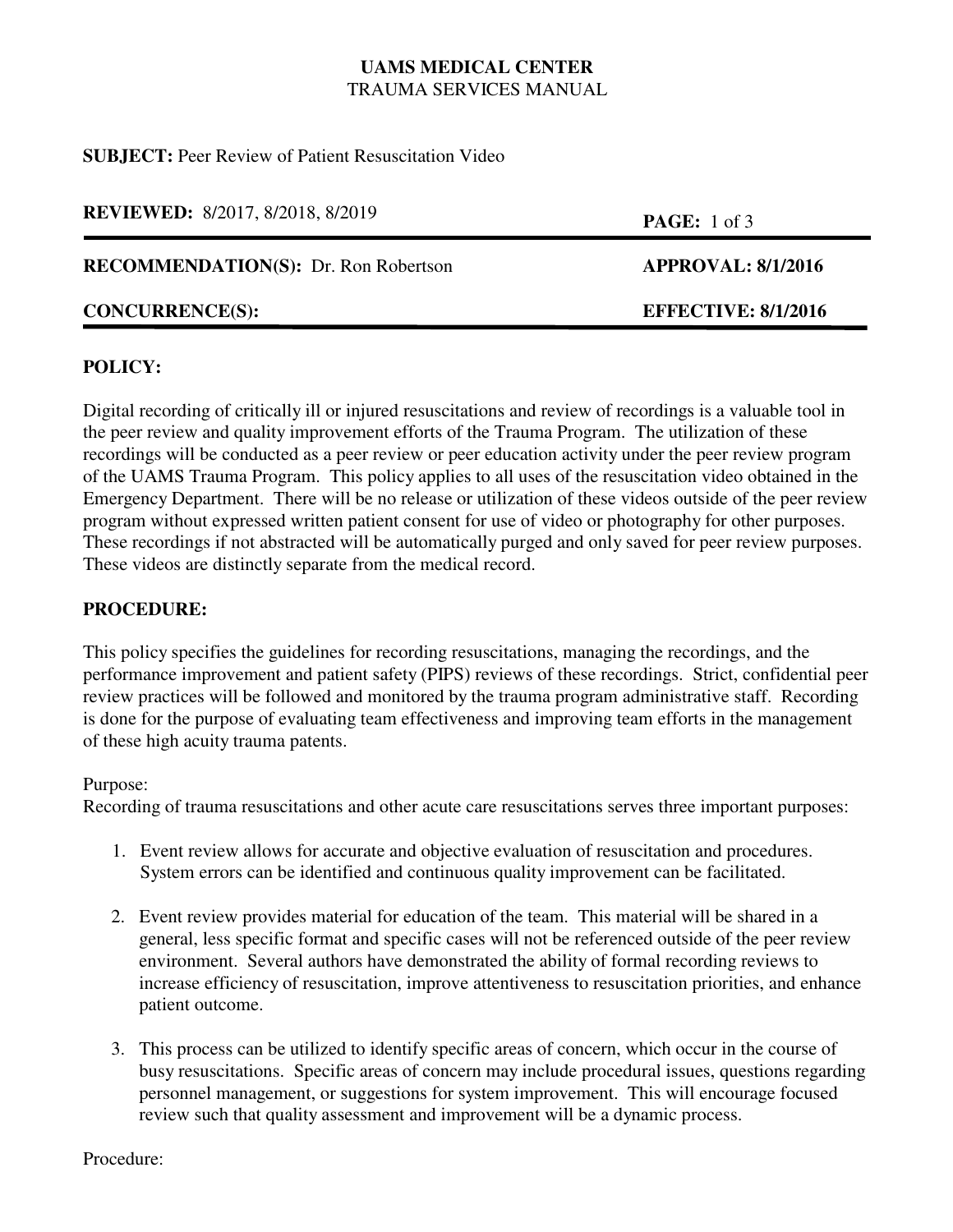**UAMS MEDICAL CENTER**
TRAUMA SERVICES MANUAL

**SUBJECT:** Peer Review of Patient Resuscitation Video

**REVIEWED:** 8/2017, 8/2018, 8/2019

**RECOMMENDATION(S):** Dr. Ron Robertson **APPROVAL: 8/1/2016**

**CONCURRENCE(S):** **EFFECTIVE: 8/1/2016**

## POLICY:

Digital recording of critically ill or injured resuscitations and review of recordings is a valuable tool in the peer review and quality improvement efforts of the Trauma Program. The utilization of these recordings will be conducted as a peer review or peer education activity under the peer review program of the UAMS Trauma Program. This policy applies to all uses of the resuscitation video obtained in the Emergency Department. There will be no release or utilization of these videos outside of the peer review program without expressed written patient consent for use of video or photography for other purposes. These recordings if not abstracted will be automatically purged and only saved for peer review purposes. These videos are distinctly separate from the medical record.

## PROCEDURE:

This policy specifies the guidelines for recording resuscitations, managing the recordings, and the performance improvement and patient safety (PIPS) reviews of these recordings. Strict, confidential peer review practices will be followed and monitored by the trauma program administrative staff. Recording is done for the purpose of evaluating team effectiveness and improving team efforts in the management of these high acuity trauma patents.

Purpose:
Recording of trauma resuscitations and other acute care resuscitations serves three important purposes:

1. Event review allows for accurate and objective evaluation of resuscitation and procedures. System errors can be identified and continuous quality improvement can be facilitated.

2. Event review provides material for education of the team. This material will be shared in a general, less specific format and specific cases will not be referenced outside of the peer review environment. Several authors have demonstrated the ability of formal recording reviews to increase efficiency of resuscitation, improve attentiveness to resuscitation priorities, and enhance patient outcome.

3. This process can be utilized to identify specific areas of concern, which occur in the course of busy resuscitations. Specific areas of concern may include procedural issues, questions regarding personnel management, or suggestions for system improvement. This will encourage focused review such that quality assessment and improvement will be a dynamic process.

Procedure: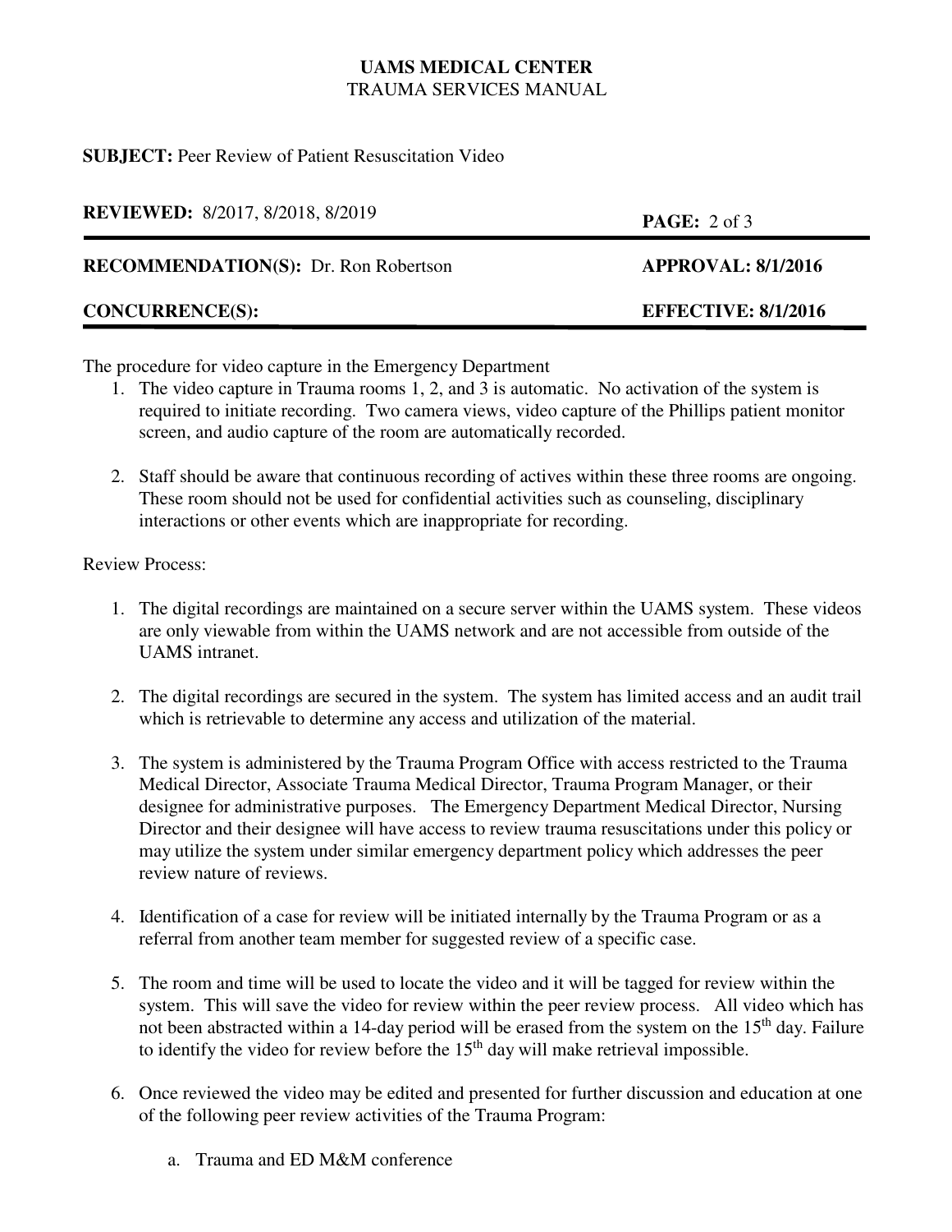**UAMS MEDICAL CENTER**
TRAUMA SERVICES MANUAL

**SUBJECT:** Peer Review of Patient Resuscitation Video

**REVIEWED:** 8/2017, 8/2018, 8/2019

**RECOMMENDATION(S):** Dr. Ron Robertson **APPROVAL: 8/1/2016**

**CONCURRENCE(S):** **EFFECTIVE: 8/1/2016**

The procedure for video capture in the Emergency Department

1. The video capture in Trauma rooms 1, 2, and 3 is automatic. No activation of the system is required to initiate recording. Two camera views, video capture of the Phillips patient monitor screen, and audio capture of the room are automatically recorded.

2. Staff should be aware that continuous recording of actives within these three rooms are ongoing. These room should not be used for confidential activities such as counseling, disciplinary interactions or other events which are inappropriate for recording.

Review Process:

1. The digital recordings are maintained on a secure server within the UAMS system. These videos are only viewable from within the UAMS network and are not accessible from outside of the UAMS intranet.

2. The digital recordings are secured in the system. The system has limited access and an audit trail which is retrievable to determine any access and utilization of the material.

3. The system is administered by the Trauma Program Office with access restricted to the Trauma Medical Director, Associate Trauma Medical Director, Trauma Program Manager, or their designee for administrative purposes. The Emergency Department Medical Director, Nursing Director and their designee will have access to review trauma resuscitations under this policy or may utilize the system under similar emergency department policy which addresses the peer review nature of reviews.

4. Identification of a case for review will be initiated internally by the Trauma Program or as a referral from another team member for suggested review of a specific case.

5. The room and time will be used to locate the video and it will be tagged for review within the system. This will save the video for review within the peer review process. All video which has not been abstracted within a 14-day period will be erased from the system on the 15th day. Failure to identify the video for review before the 15th day will make retrieval impossible.

6. Once reviewed the video may be edited and presented for further discussion and education at one of the following peer review activities of the Trauma Program:

   a. Trauma and ED M&M conference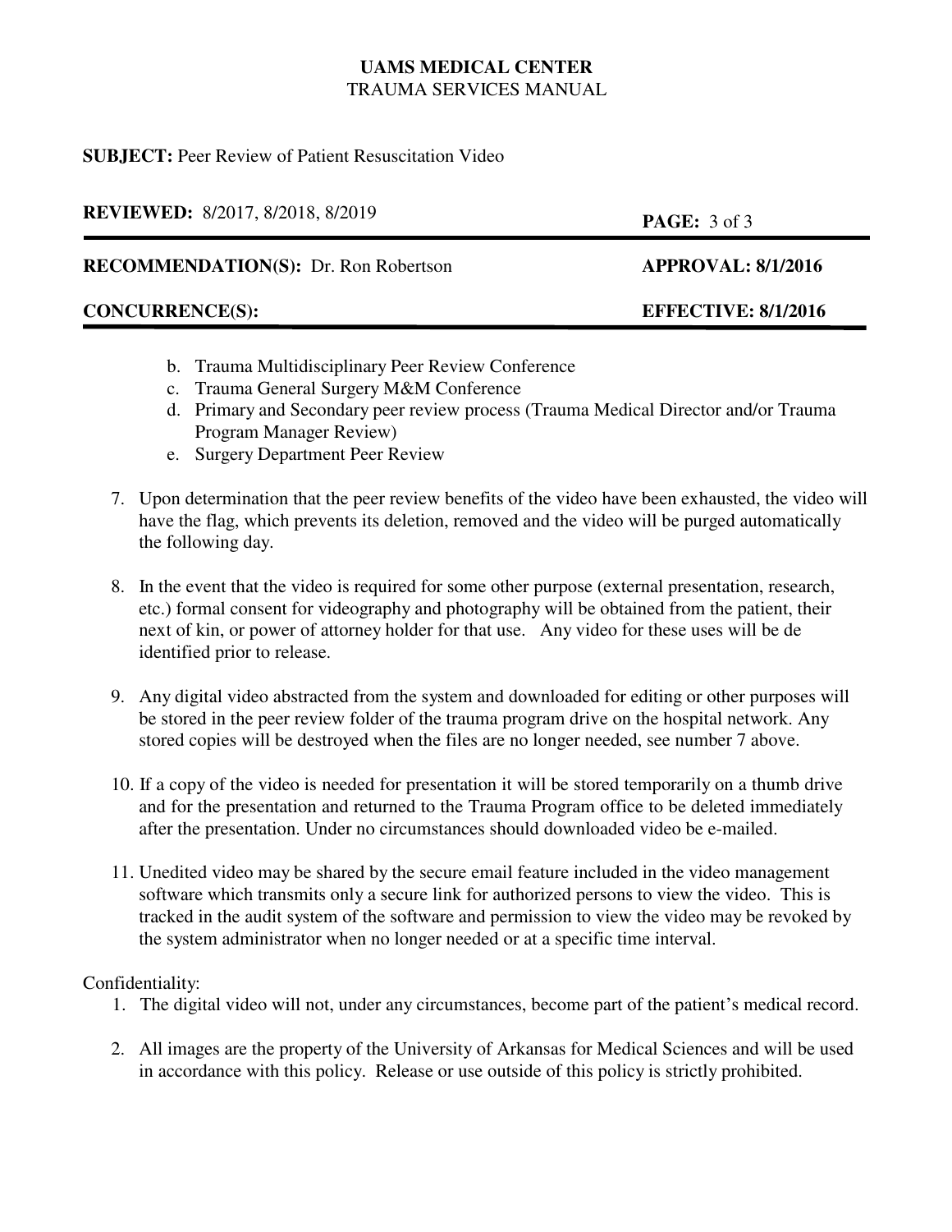- b. Trauma Multidisciplinary Peer Review Conference
- c. Trauma General Surgery M&M Conference
- d. Primary and Secondary peer review process (Trauma Medical Director and/or Trauma Program Manager Review)
- e. Surgery Department Peer Review

7. Upon determination that the peer review benefits of the video have been exhausted, the video will have the flag, which prevents its deletion, removed and the video will be purged automatically the following day.

8. In the event that the video is required for some other purpose (external presentation, research, etc.) formal consent for videography and photography will be obtained from the patient, their next of kin, or power of attorney holder for that use. Any video for these uses will be de identified prior to release.

9. Any digital video abstracted from the system and downloaded for editing or other purposes will be stored in the peer review folder of the trauma program drive on the hospital network. Any stored copies will be destroyed when the files are no longer needed, see number 7 above.

10. If a copy of the video is needed for presentation it will be stored temporarily on a thumb drive and for the presentation and returned to the Trauma Program office to be deleted immediately after the presentation. Under no circumstances should downloaded video be e-mailed.

11. Unedited video may be shared by the secure email feature included in the video management software which transmits only a secure link for authorized persons to view the video. This is tracked in the audit system of the software and permission to view the video may be revoked by the system administrator when no longer needed or at a specific time interval.

Confidentiality:

1. The digital video will not, under any circumstances, become part of the patient's medical record.

2. All images are the property of the University of Arkansas for Medical Sciences and will be used in accordance with this policy. Release or use outside of this policy is strictly prohibited.